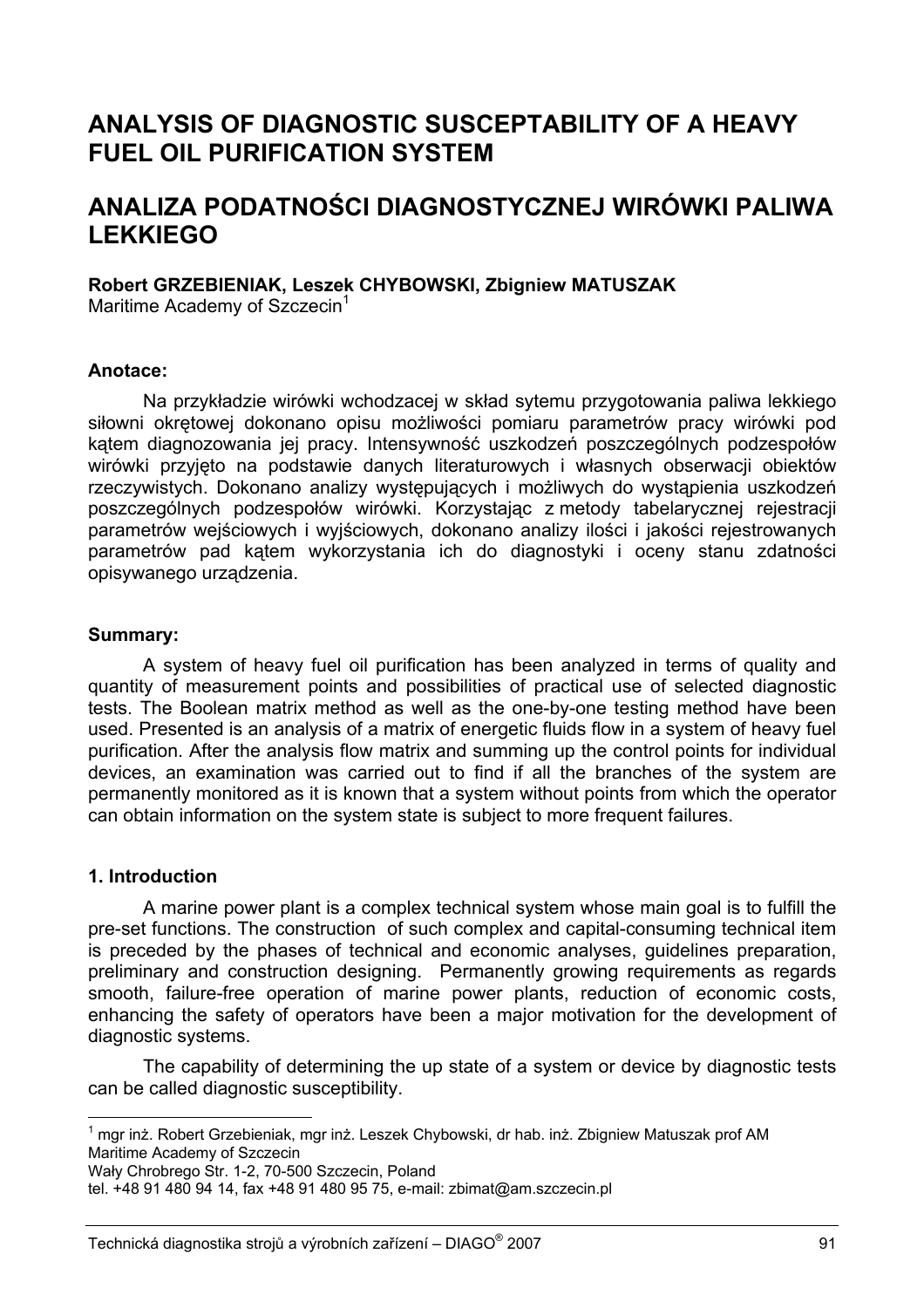# ANALYSIS OF DIAGNOSTIC SUSCEPTABILITY OF A HEAVY FUEL OIL PURIFICATION SYSTEM

# ANALIZA PODATNOŚCI DIAGNOSTYCZNEJ WIRÓWKI PALIWA LEKKIEGO

**Robert GRZEBIENIAK, Leszek CHYBOWSKI, Zbigniew MATUSZAK**
Maritime Academy of Szczecin[1]

### Anotace:

Na przykładzie wirówki wchodzacej w skład sytemu przygotowania paliwa lekkiego siłowni okrętowej dokonano opisu możliwości pomiaru parametrów pracy wirówki pod kątem diagnozowania jej pracy. Intensywność uszkodzeń poszczególnych podzespołów wirówki przyjęto na podstawie danych literaturowych i własnych obserwacji obiektów rzeczywistych. Dokonano analizy występujących i możliwych do wystąpienia uszkodzeń poszczególnych podzespołów wirówki. Korzystając z metody tabelarycznej rejestracji parametrów wejściowych i wyjściowych, dokonano analizy ilości i jakości rejestrowanych parametrów pad kątem wykorzystania ich do diagnostyki i oceny stanu zdatności opisywanego urządzenia.

### Summary:

A system of heavy fuel oil purification has been analyzed in terms of quality and quantity of measurement points and possibilities of practical use of selected diagnostic tests. The Boolean matrix method as well as the one-by-one testing method have been used. Presented is an analysis of a matrix of energetic fluids flow in a system of heavy fuel purification. After the analysis flow matrix and summing up the control points for individual devices, an examination was carried out to find if all the branches of the system are permanently monitored as it is known that a system without points from which the operator can obtain information on the system state is subject to more frequent failures.

## 1. Introduction

A marine power plant is a complex technical system whose main goal is to fulfill the pre-set functions. The construction of such complex and capital-consuming technical item is preceded by the phases of technical and economic analyses, guidelines preparation, preliminary and construction designing. Permanently growing requirements as regards smooth, failure-free operation of marine power plants, reduction of economic costs, enhancing the safety of operators have been a major motivation for the development of diagnostic systems.

The capability of determining the up state of a system or device by diagnostic tests can be called diagnostic susceptibility.

---

[1] mgr inż. Robert Grzebieniak, mgr inż. Leszek Chybowski, dr hab. inż. Zbigniew Matuszak prof AM
Maritime Academy of Szczecin
Wały Chrobrego Str. 1-2, 70-500 Szczecin, Poland
tel. +48 91 480 94 14, fax +48 91 480 95 75, e-mail: zbimat@am.szczecin.pl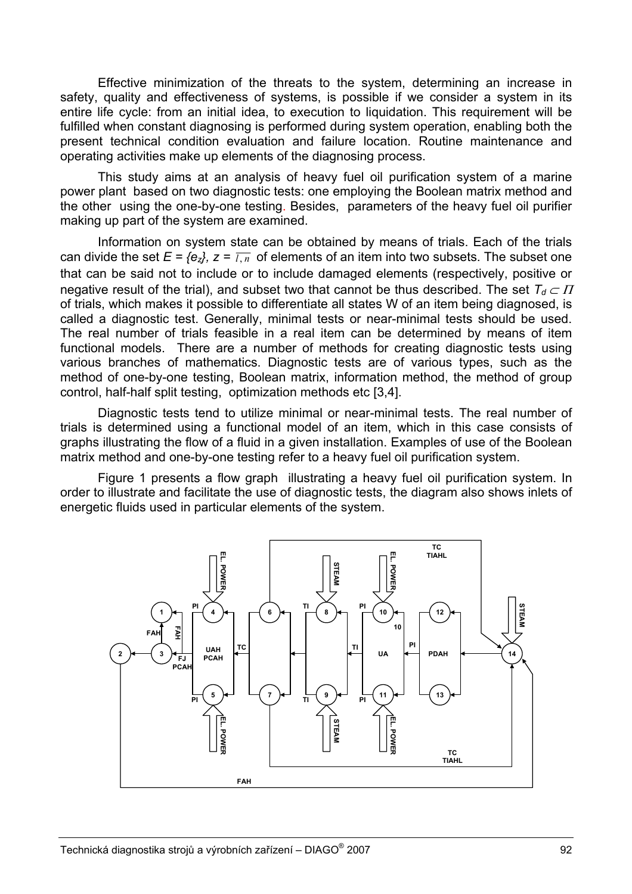Effective minimization of the threats to the system, determining an increase in safety, quality and effectiveness of systems, is possible if we consider a system in its entire life cycle: from an initial idea, to execution to liquidation. This requirement will be fulfilled when constant diagnosing is performed during system operation, enabling both the present technical condition evaluation and failure location. Routine maintenance and operating activities make up elements of the diagnosing process.

This study aims at an analysis of heavy fuel oil purification system of a marine power plant based on two diagnostic tests: one employing the Boolean matrix method and the other using the one-by-one testing. Besides, parameters of the heavy fuel oil purifier making up part of the system are examined.

Information on system state can be obtained by means of trials. Each of the trials can divide the set $E = \{e_z\}$, $z = \overline{1,n}$ of elements of an item into two subsets. The subset one that can be said not to include or to include damaged elements (respectively, positive or negative result of the trial), and subset two that cannot be thus described. The set $T_d \subset \Pi$ of trials, which makes it possible to differentiate all states W of an item being diagnosed, is called a diagnostic test. Generally, minimal tests or near-minimal tests should be used. The real number of trials feasible in a real item can be determined by means of item functional models. There are a number of methods for creating diagnostic tests using various branches of mathematics. Diagnostic tests are of various types, such as the method of one-by-one testing, Boolean matrix, information method, the method of group control, half-half split testing, optimization methods etc [3,4].

Diagnostic tests tend to utilize minimal or near-minimal tests. The real number of trials is determined using a functional model of an item, which in this case consists of graphs illustrating the flow of a fluid in a given installation. Examples of use of the Boolean matrix method and one-by-one testing refer to a heavy fuel oil purification system.

Figure 1 presents a flow graph illustrating a heavy fuel oil purification system. In order to illustrate and facilitate the use of diagnostic tests, the diagram also shows inlets of energetic fluids used in particular elements of the system.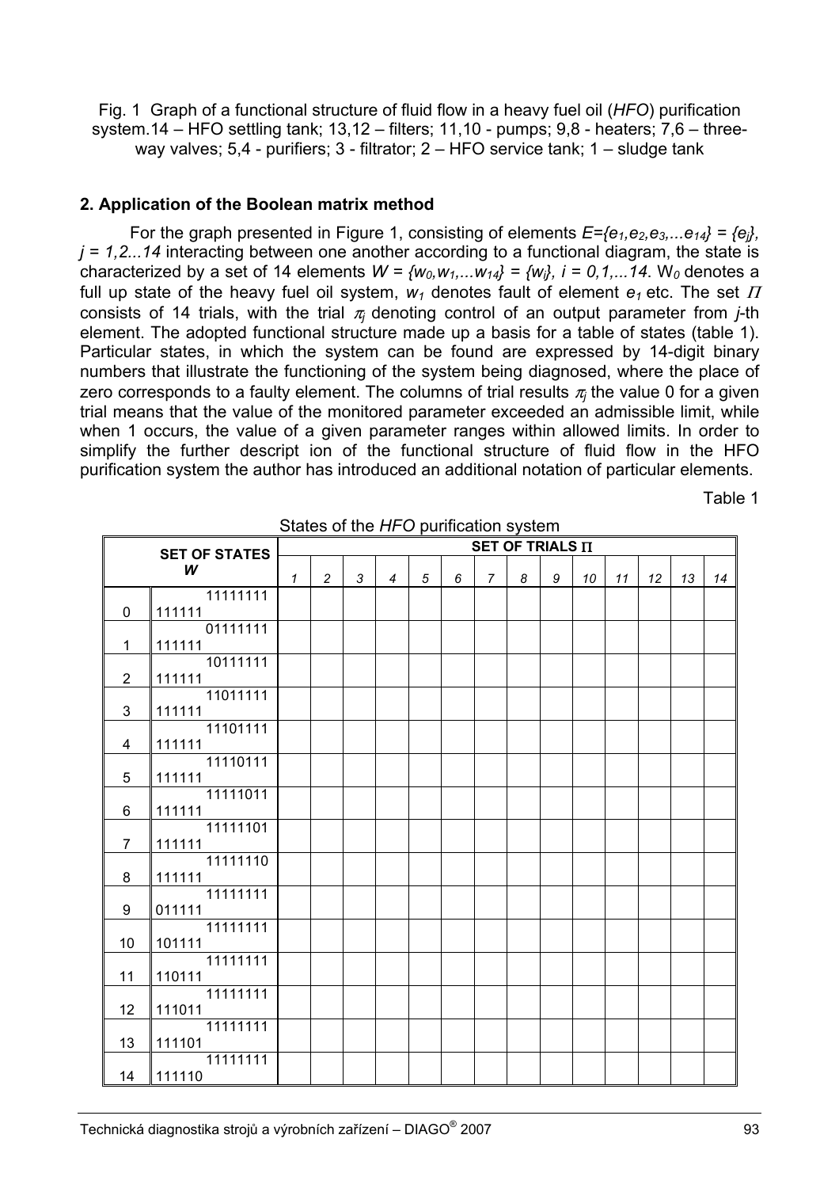Fig. 1 Graph of a functional structure of fluid flow in a heavy fuel oil (*HFO*) purification system.14 – HFO settling tank; 13,12 – filters; 11,10 - pumps; 9,8 - heaters; 7,6 – three-way valves; 5,4 - purifiers; 3 - filtrator; 2 – HFO service tank; 1 – sludge tank

## 2. Application of the Boolean matrix method

For the graph presented in Figure 1, consisting of elements $E=\{e_1,e_2,e_3,...e_{14}\} = \{e_j\}$, $j = 1,2...14$ interacting between one another according to a functional diagram, the state is characterized by a set of 14 elements $W = \{w_0,w_1,...w_{14}\} = \{w_i\}$, $i = 0,1,...14$. $W_0$ denotes a full up state of the heavy fuel oil system, $w_1$ denotes fault of element $e_1$ etc. The set $\Pi$ consists of 14 trials, with the trial $\pi_j$ denoting control of an output parameter from *j*-th element. The adopted functional structure made up a basis for a table of states (table 1). Particular states, in which the system can be found are expressed by 14-digit binary numbers that illustrate the functioning of the system being diagnosed, where the place of zero corresponds to a faulty element. The columns of trial results $\pi_j$ the value 0 for a given trial means that the value of the monitored parameter exceeded an admissible limit, while when 1 occurs, the value of a given parameter ranges within allowed limits. In order to simplify the further descript ion of the functional structure of fluid flow in the HFO purification system the author has introduced an additional notation of particular elements.

Table 1

States of the *HFO* purification system

| SET OF STATES *W* | | SET OF TRIALS $\Pi$ | | | | | | | | | | | | | |
|---|---|---|---|---|---|---|---|---|---|---|---|---|---|---|---|
| | | 1 | 2 | 3 | 4 | 5 | 6 | 7 | 8 | 9 | 10 | 11 | 12 | 13 | 14 |
| 0 | 11111111111111 | | | | | | | | | | | | | | |
| 1 | 01111111111111 | | | | | | | | | | | | | | |
| 2 | 10111111111111 | | | | | | | | | | | | | | |
| 3 | 11011111111111 | | | | | | | | | | | | | | |
| 4 | 11101111111111 | | | | | | | | | | | | | | |
| 5 | 11110111111111 | | | | | | | | | | | | | | |
| 6 | 11111011111111 | | | | | | | | | | | | | | |
| 7 | 11111101111111 | | | | | | | | | | | | | | |
| 8 | 11111110111111 | | | | | | | | | | | | | | |
| 9 | 11111111011111 | | | | | | | | | | | | | | |
| 10 | 11111111101111 | | | | | | | | | | | | | | |
| 11 | 11111111110111 | | | | | | | | | | | | | | |
| 12 | 11111111111011 | | | | | | | | | | | | | | |
| 13 | 11111111111101 | | | | | | | | | | | | | | |
| 14 | 11111111111110 | | | | | | | | | | | | | | |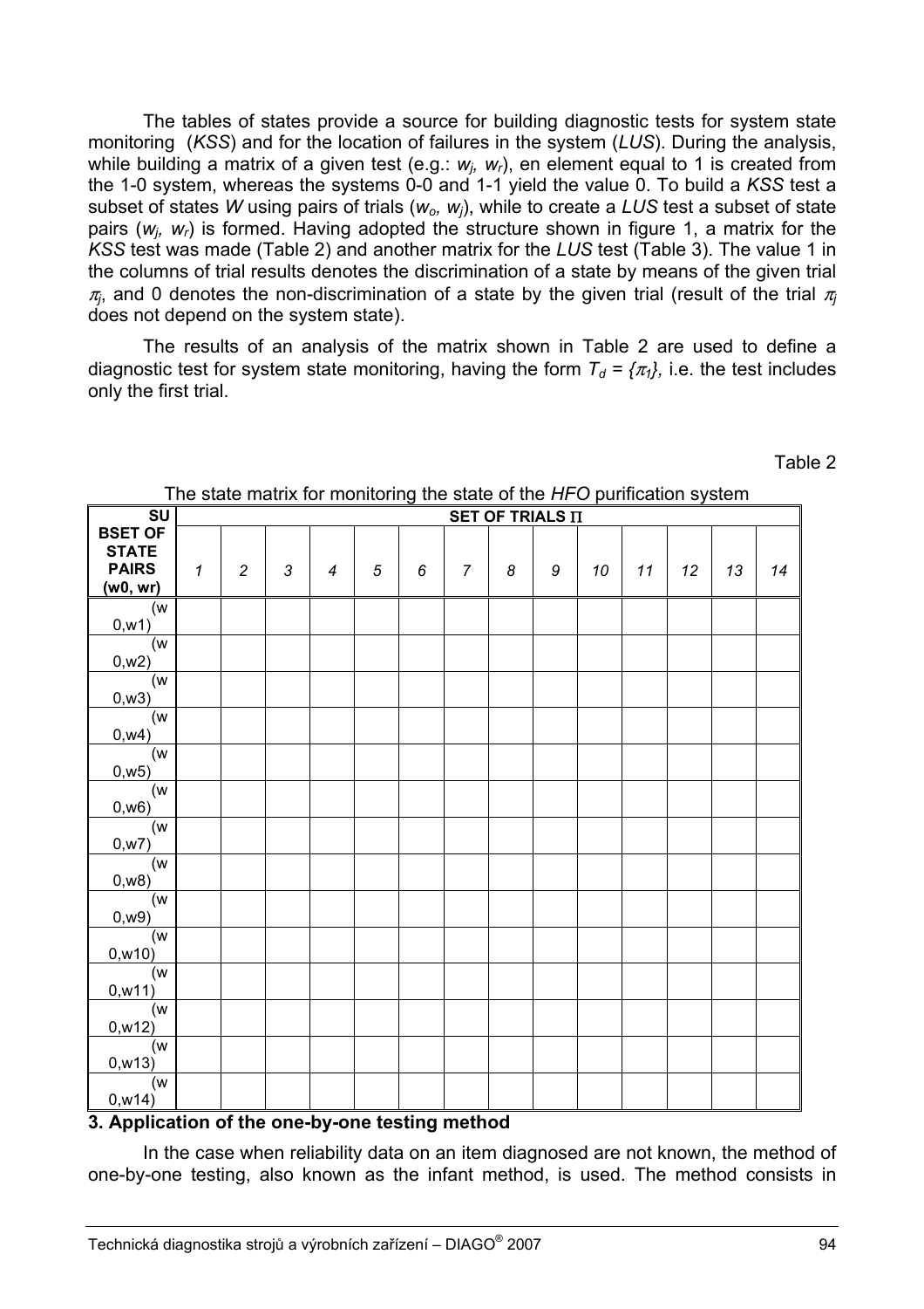The tables of states provide a source for building diagnostic tests for system state monitoring (*KSS*) and for the location of failures in the system (*LUS*). During the analysis, while building a matrix of a given test (e.g.: $w_j$, $w_r$), en element equal to 1 is created from the 1-0 system, whereas the systems 0-0 and 1-1 yield the value 0. To build a *KSS* test a subset of states *W* using pairs of trials ($w_o$, $w_j$), while to create a *LUS* test a subset of state pairs ($w_j$, $w_r$) is formed. Having adopted the structure shown in figure 1, a matrix for the *KSS* test was made (Table 2) and another matrix for the *LUS* test (Table 3). The value 1 in the columns of trial results denotes the discrimination of a state by means of the given trial $\pi_j$, and 0 denotes the non-discrimination of a state by the given trial (result of the trial $\pi_j$ does not depend on the system state).

The results of an analysis of the matrix shown in Table 2 are used to define a diagnostic test for system state monitoring, having the form $T_d = \{\pi_1\}$, i.e. the test includes only the first trial.

Table 2

The state matrix for monitoring the state of the *HFO* purification system

| SUBSET OF STATE PAIRS (w0, wr) | SET OF TRIALS Π | | | | | | | | | | | | | |
|---|---|---|---|---|---|---|---|---|---|---|---|---|---|---|
| | *1* | *2* | *3* | *4* | *5* | *6* | *7* | *8* | *9* | *10* | *11* | *12* | *13* | *14* |
| (w0,w1) | | | | | | | | | | | | | | |
| (w0,w2) | | | | | | | | | | | | | | |
| (w0,w3) | | | | | | | | | | | | | | |
| (w0,w4) | | | | | | | | | | | | | | |
| (w0,w5) | | | | | | | | | | | | | | |
| (w0,w6) | | | | | | | | | | | | | | |
| (w0,w7) | | | | | | | | | | | | | | |
| (w0,w8) | | | | | | | | | | | | | | |
| (w0,w9) | | | | | | | | | | | | | | |
| (w0,w10) | | | | | | | | | | | | | | |
| (w0,w11) | | | | | | | | | | | | | | |
| (w0,w12) | | | | | | | | | | | | | | |
| (w0,w13) | | | | | | | | | | | | | | |
| (w0,w14) | | | | | | | | | | | | | | |

## 3. Application of the one-by-one testing method

In the case when reliability data on an item diagnosed are not known, the method of one-by-one testing, also known as the infant method, is used. The method consists in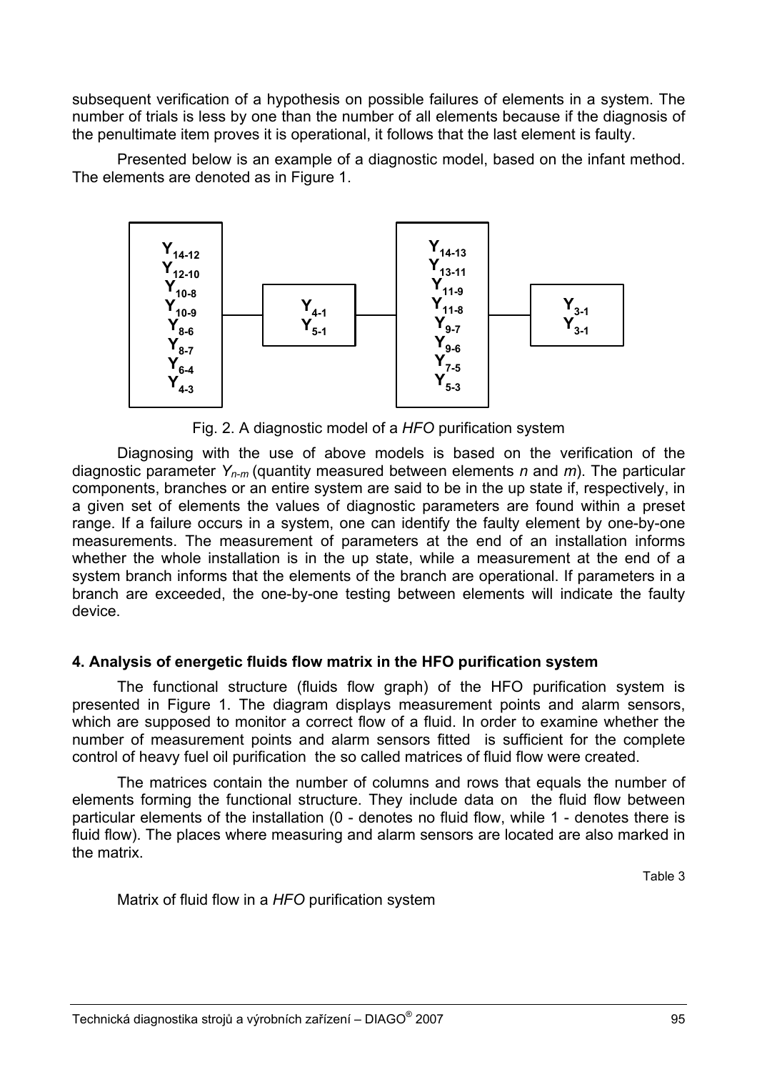subsequent verification of a hypothesis on possible failures of elements in a system. The number of trials is less by one than the number of all elements because if the diagnosis of the penultimate item proves it is operational, it follows that the last element is faulty.

Presented below is an example of a diagnostic model, based on the infant method. The elements are denoted as in Figure 1.

| | | | |
|---|---|---|---|
| $Y_{14-12}$ $Y_{12-10}$ $Y_{10-8}$ $Y_{10-9}$ $Y_{8-6}$ $Y_{8-7}$ $Y_{6-4}$ $Y_{4-3}$ | $Y_{4-1}$ $Y_{5-1}$ | $Y_{14-13}$ $Y_{13-11}$ $Y_{11-9}$ $Y_{11-8}$ $Y_{9-7}$ $Y_{9-6}$ $Y_{7-5}$ $Y_{5-3}$ | $Y_{3-1}$ $Y_{3-1}$ |

Fig. 2. A diagnostic model of a *HFO* purification system

Diagnosing with the use of above models is based on the verification of the diagnostic parameter $Y_{n-m}$ (quantity measured between elements *n* and *m*). The particular components, branches or an entire system are said to be in the up state if, respectively, in a given set of elements the values of diagnostic parameters are found within a preset range. If a failure occurs in a system, one can identify the faulty element by one-by-one measurements. The measurement of parameters at the end of an installation informs whether the whole installation is in the up state, while a measurement at the end of a system branch informs that the elements of the branch are operational. If parameters in a branch are exceeded, the one-by-one testing between elements will indicate the faulty device.

## 4. Analysis of energetic fluids flow matrix in the HFO purification system

The functional structure (fluids flow graph) of the HFO purification system is presented in Figure 1. The diagram displays measurement points and alarm sensors, which are supposed to monitor a correct flow of a fluid. In order to examine whether the number of measurement points and alarm sensors fitted is sufficient for the complete control of heavy fuel oil purification the so called matrices of fluid flow were created.

The matrices contain the number of columns and rows that equals the number of elements forming the functional structure. They include data on the fluid flow between particular elements of the installation (0 - denotes no fluid flow, while 1 - denotes there is fluid flow). The places where measuring and alarm sensors are located are also marked in the matrix.

Table 3

Matrix of fluid flow in a *HFO* purification system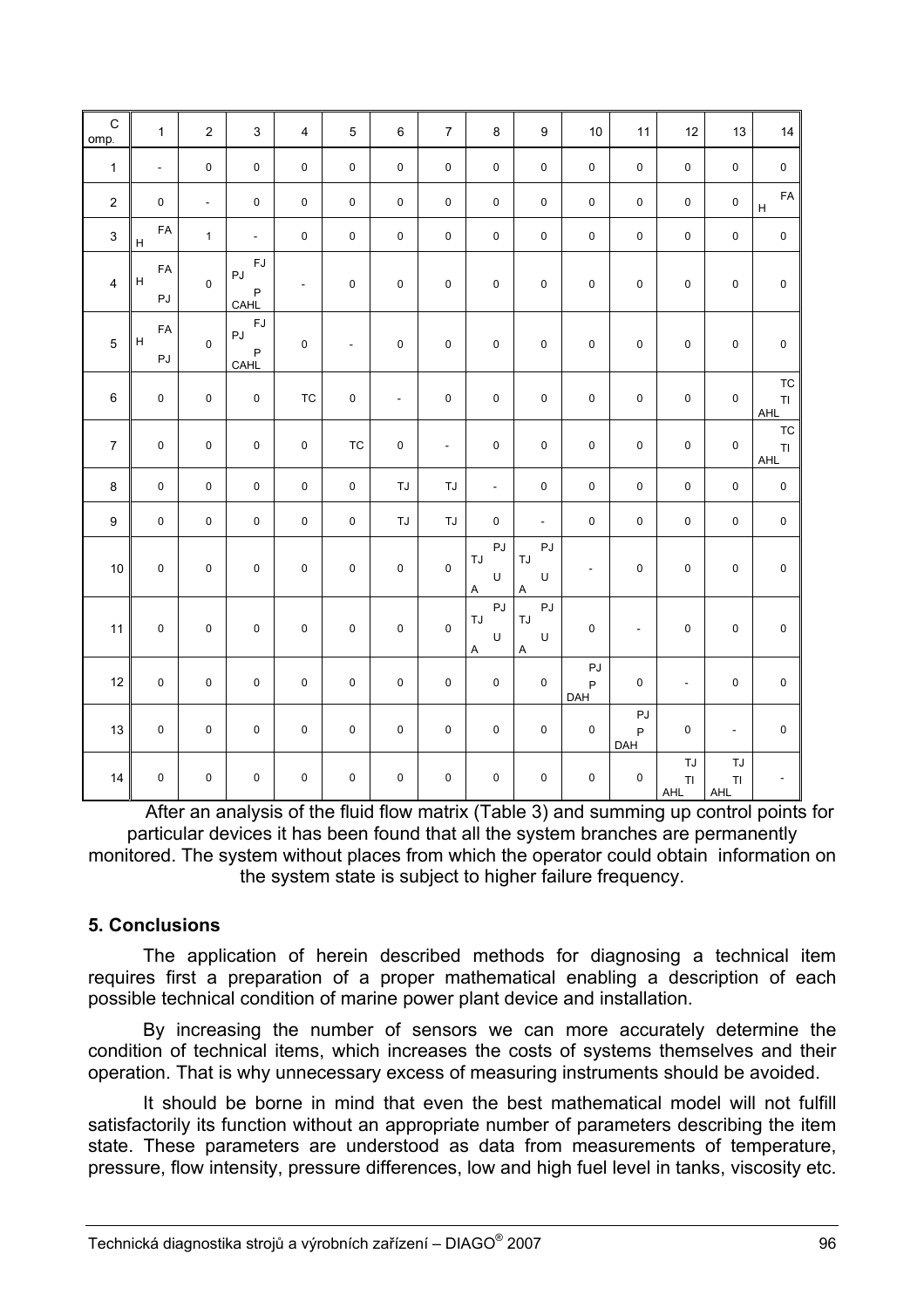| Comp. | 1 | 2 | 3 | 4 | 5 | 6 | 7 | 8 | 9 | 10 | 11 | 12 | 13 | 14 |
|---|---|---|---|---|---|---|---|---|---|---|---|---|---|---|
| 1 | - | 0 | 0 | 0 | 0 | 0 | 0 | 0 | 0 | 0 | 0 | 0 | 0 | 0 |
| 2 | 0 | - | 0 | 0 | 0 | 0 | 0 | 0 | 0 | 0 | 0 | 0 | 0 | FA H |
| 3 | FA H | 1 | - | 0 | 0 | 0 | 0 | 0 | 0 | 0 | 0 | 0 | 0 | 0 |
| 4 | FA H PJ | 0 | FJ PJ P CAHL | - | 0 | 0 | 0 | 0 | 0 | 0 | 0 | 0 | 0 | 0 |
| 5 | FA H PJ | 0 | FJ PJ P CAHL | 0 | - | 0 | 0 | 0 | 0 | 0 | 0 | 0 | 0 | 0 |
| 6 | 0 | 0 | 0 | TC | 0 | - | 0 | 0 | 0 | 0 | 0 | 0 | 0 | TC TI AHL |
| 7 | 0 | 0 | 0 | 0 | TC | 0 | - | 0 | 0 | 0 | 0 | 0 | 0 | TC TI AHL |
| 8 | 0 | 0 | 0 | 0 | 0 | TJ | TJ | - | 0 | 0 | 0 | 0 | 0 | 0 |
| 9 | 0 | 0 | 0 | 0 | 0 | TJ | TJ | 0 | - | 0 | 0 | 0 | 0 | 0 |
| 10 | 0 | 0 | 0 | 0 | 0 | 0 | 0 | PJ TJ U A | PJ TJ U A | - | 0 | 0 | 0 | 0 |
| 11 | 0 | 0 | 0 | 0 | 0 | 0 | 0 | PJ TJ U A | PJ TJ U A | 0 | - | 0 | 0 | 0 |
| 12 | 0 | 0 | 0 | 0 | 0 | 0 | 0 | 0 | 0 | PJ P DAH | 0 | - | 0 | 0 |
| 13 | 0 | 0 | 0 | 0 | 0 | 0 | 0 | 0 | 0 | 0 | PJ P DAH | 0 | - | 0 |
| 14 | 0 | 0 | 0 | 0 | 0 | 0 | 0 | 0 | 0 | 0 | 0 | TJ TI AHL | TJ TI AHL | - |

After an analysis of the fluid flow matrix (Table 3) and summing up control points for particular devices it has been found that all the system branches are permanently monitored. The system without places from which the operator could obtain information on the system state is subject to higher failure frequency.

## 5. Conclusions

The application of herein described methods for diagnosing a technical item requires first a preparation of a proper mathematical enabling a description of each possible technical condition of marine power plant device and installation.

By increasing the number of sensors we can more accurately determine the condition of technical items, which increases the costs of systems themselves and their operation. That is why unnecessary excess of measuring instruments should be avoided.

It should be borne in mind that even the best mathematical model will not fulfill satisfactorily its function without an appropriate number of parameters describing the item state. These parameters are understood as data from measurements of temperature, pressure, flow intensity, pressure differences, low and high fuel level in tanks, viscosity etc.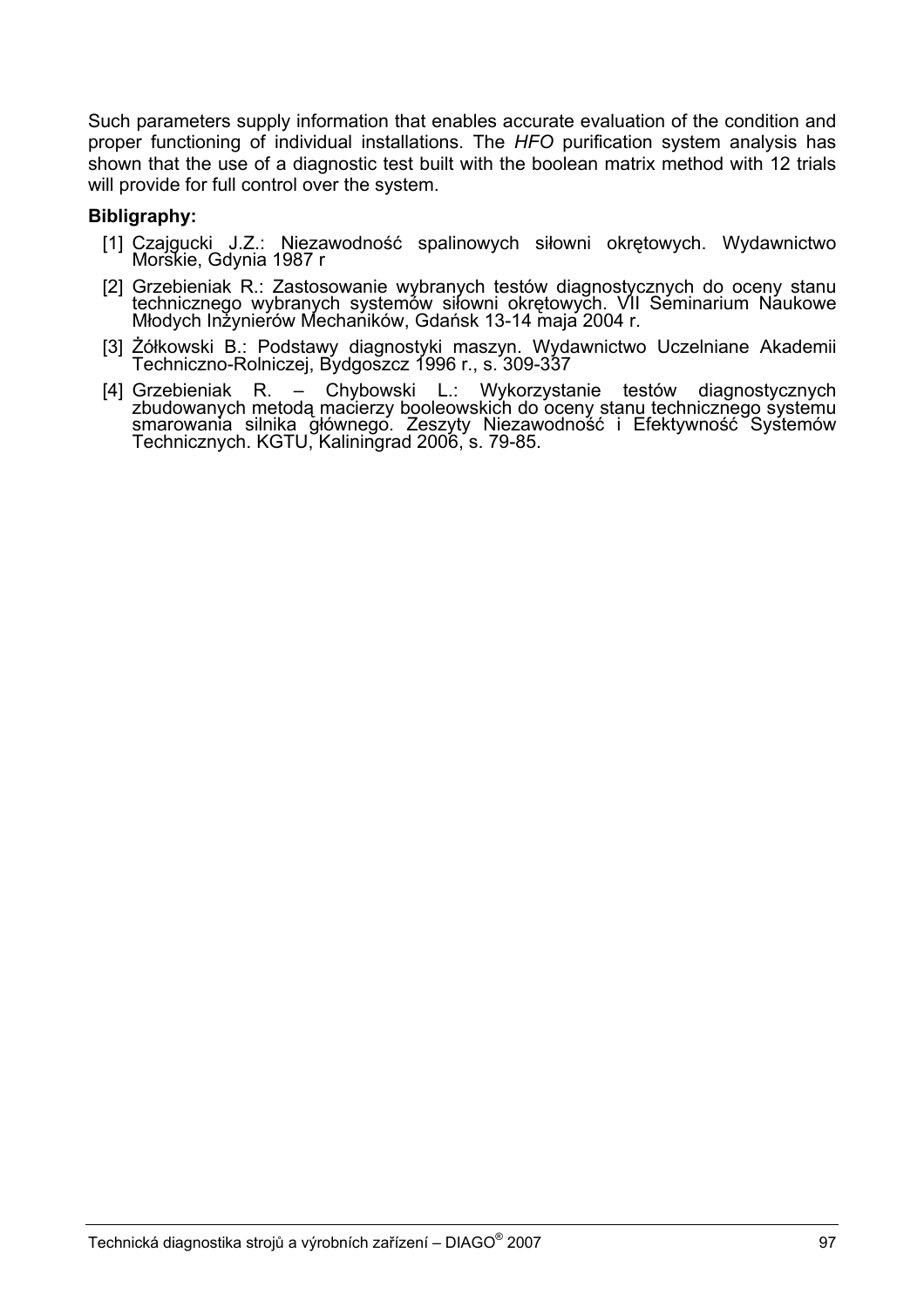Such parameters supply information that enables accurate evaluation of the condition and proper functioning of individual installations. The *HFO* purification system analysis has shown that the use of a diagnostic test built with the boolean matrix method with 12 trials will provide for full control over the system.

**Bibligraphy:**

[1] Czajgucki J.Z.: Niezawodność spalinowych siłowni okrętowych. Wydawnictwo Morskie, Gdynia 1987 r

[2] Grzebieniak R.: Zastosowanie wybranych testów diagnostycznych do oceny stanu technicznego wybranych systemów siłowni okrętowych. VII Seminarium Naukowe Młodych Inżynierów Mechaników, Gdańsk 13-14 maja 2004 r.

[3] Żółkowski B.: Podstawy diagnostyki maszyn. Wydawnictwo Uczelniane Akademii Techniczno-Rolniczej, Bydgoszcz 1996 r., s. 309-337

[4] Grzebieniak R. – Chybowski L.: Wykorzystanie testów diagnostycznych zbudowanych metodą macierzy booleowskich do oceny stanu technicznego systemu smarowania silnika głównego. Zeszyty Niezawodność i Efektywność Systemów Technicznych. KGTU, Kaliningrad 2006, s. 79-85.